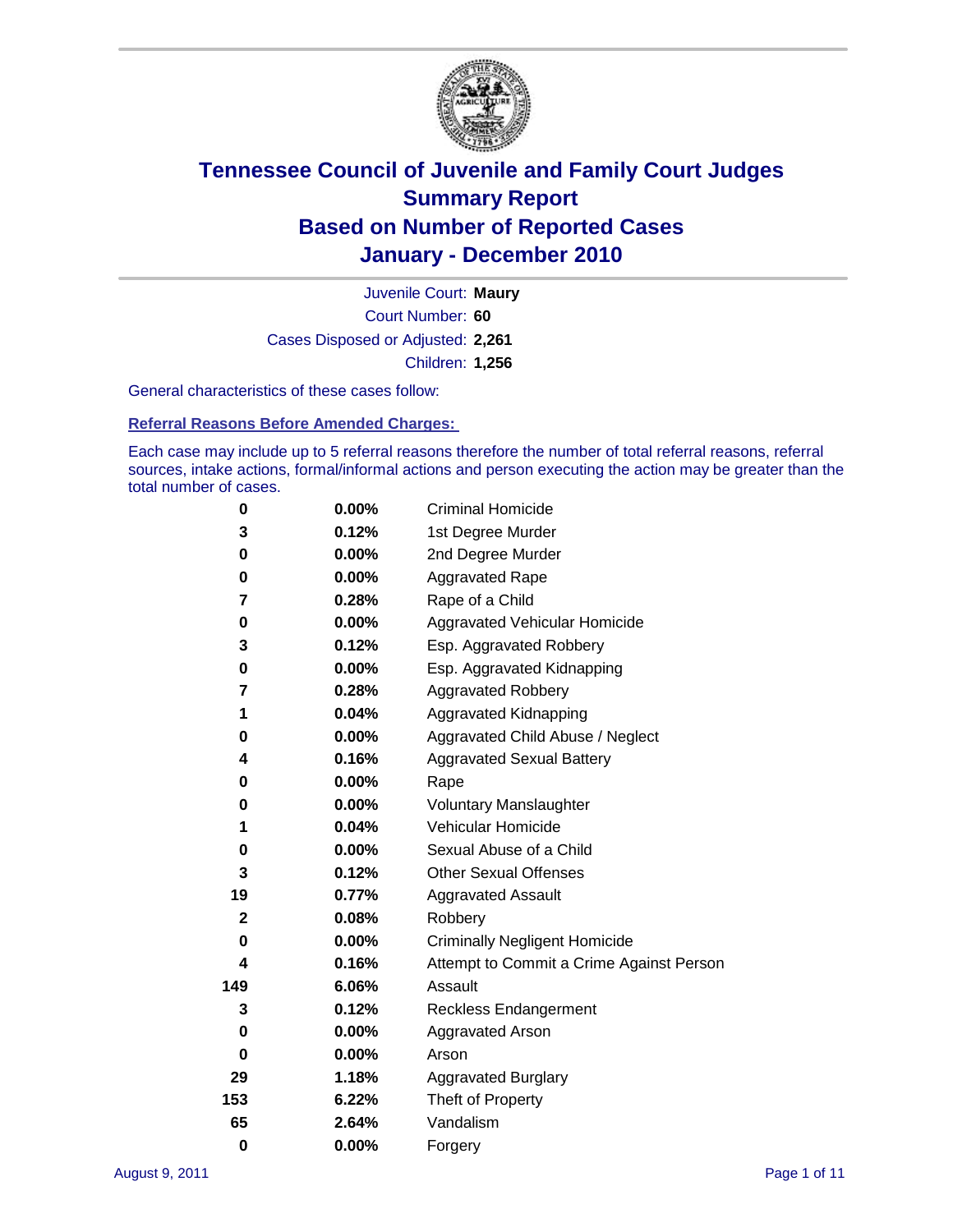# Tennessee Council of Juvenile and Family Court Judges
## Summary Report
## Based on Number of Reported Cases
## January - December 2010

Juvenile Court: **Maury**

Court Number: **60**

Cases Disposed or Adjusted: **2,261**

Children: **1,256**

General characteristics of these cases follow:

### Referral Reasons Before Amended Charges:

Each case may include up to 5 referral reasons therefore the number of total referral reasons, referral sources, intake actions, formal/informal actions and person executing the action may be greater than the total number of cases.

| | | |
|---|---|---|
| 0 | 0.00% | Criminal Homicide |
| 3 | 0.12% | 1st Degree Murder |
| 0 | 0.00% | 2nd Degree Murder |
| 0 | 0.00% | Aggravated Rape |
| 7 | 0.28% | Rape of a Child |
| 0 | 0.00% | Aggravated Vehicular Homicide |
| 3 | 0.12% | Esp. Aggravated Robbery |
| 0 | 0.00% | Esp. Aggravated Kidnapping |
| 7 | 0.28% | Aggravated Robbery |
| 1 | 0.04% | Aggravated Kidnapping |
| 0 | 0.00% | Aggravated Child Abuse / Neglect |
| 4 | 0.16% | Aggravated Sexual Battery |
| 0 | 0.00% | Rape |
| 0 | 0.00% | Voluntary Manslaughter |
| 1 | 0.04% | Vehicular Homicide |
| 0 | 0.00% | Sexual Abuse of a Child |
| 3 | 0.12% | Other Sexual Offenses |
| 19 | 0.77% | Aggravated Assault |
| 2 | 0.08% | Robbery |
| 0 | 0.00% | Criminally Negligent Homicide |
| 4 | 0.16% | Attempt to Commit a Crime Against Person |
| 149 | 6.06% | Assault |
| 3 | 0.12% | Reckless Endangerment |
| 0 | 0.00% | Aggravated Arson |
| 0 | 0.00% | Arson |
| 29 | 1.18% | Aggravated Burglary |
| 153 | 6.22% | Theft of Property |
| 65 | 2.64% | Vandalism |
| 0 | 0.00% | Forgery |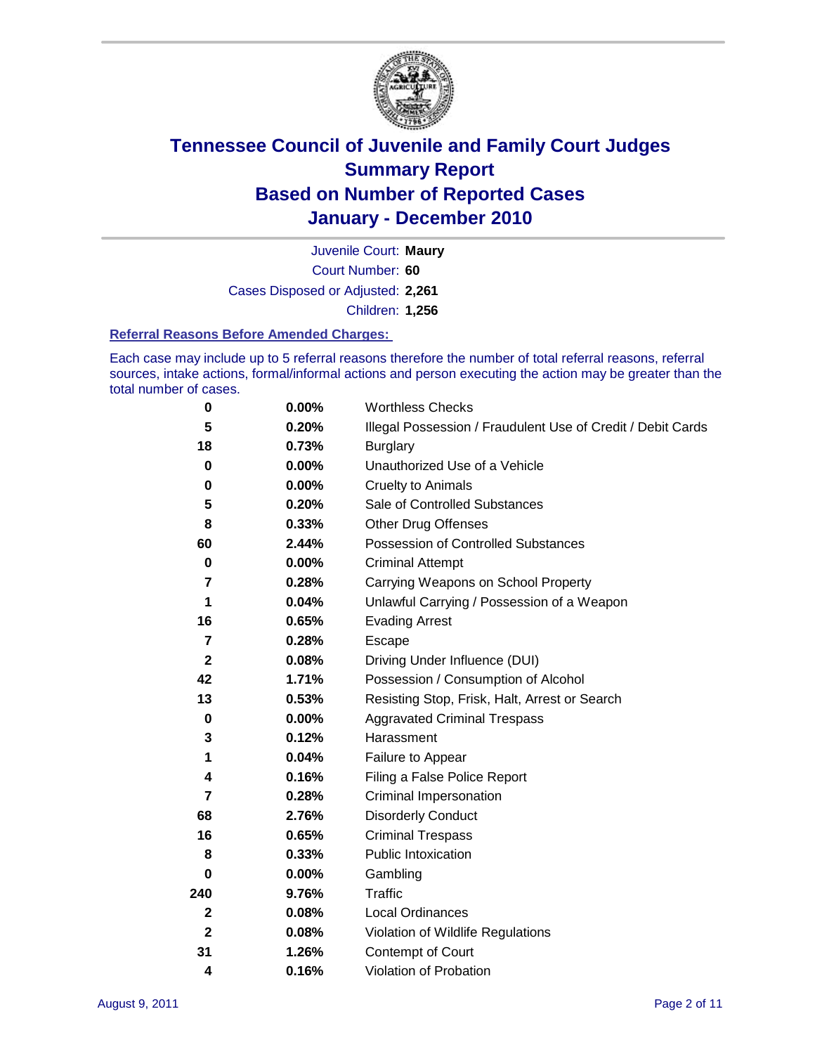# Tennessee Council of Juvenile and Family Court Judges
## Summary Report
## Based on Number of Reported Cases
## January - December 2010

Juvenile Court: **Maury**
Court Number: **60**
Cases Disposed or Adjusted: **2,261**
Children: **1,256**

### Referral Reasons Before Amended Charges:

Each case may include up to 5 referral reasons therefore the number of total referral reasons, referral sources, intake actions, formal/informal actions and person executing the action may be greater than the total number of cases.

| | | |
|---|---|---|
| 0 | 0.00% | Worthless Checks |
| 5 | 0.20% | Illegal Possession / Fraudulent Use of Credit / Debit Cards |
| 18 | 0.73% | Burglary |
| 0 | 0.00% | Unauthorized Use of a Vehicle |
| 0 | 0.00% | Cruelty to Animals |
| 5 | 0.20% | Sale of Controlled Substances |
| 8 | 0.33% | Other Drug Offenses |
| 60 | 2.44% | Possession of Controlled Substances |
| 0 | 0.00% | Criminal Attempt |
| 7 | 0.28% | Carrying Weapons on School Property |
| 1 | 0.04% | Unlawful Carrying / Possession of a Weapon |
| 16 | 0.65% | Evading Arrest |
| 7 | 0.28% | Escape |
| 2 | 0.08% | Driving Under Influence (DUI) |
| 42 | 1.71% | Possession / Consumption of Alcohol |
| 13 | 0.53% | Resisting Stop, Frisk, Halt, Arrest or Search |
| 0 | 0.00% | Aggravated Criminal Trespass |
| 3 | 0.12% | Harassment |
| 1 | 0.04% | Failure to Appear |
| 4 | 0.16% | Filing a False Police Report |
| 7 | 0.28% | Criminal Impersonation |
| 68 | 2.76% | Disorderly Conduct |
| 16 | 0.65% | Criminal Trespass |
| 8 | 0.33% | Public Intoxication |
| 0 | 0.00% | Gambling |
| 240 | 9.76% | Traffic |
| 2 | 0.08% | Local Ordinances |
| 2 | 0.08% | Violation of Wildlife Regulations |
| 31 | 1.26% | Contempt of Court |
| 4 | 0.16% | Violation of Probation |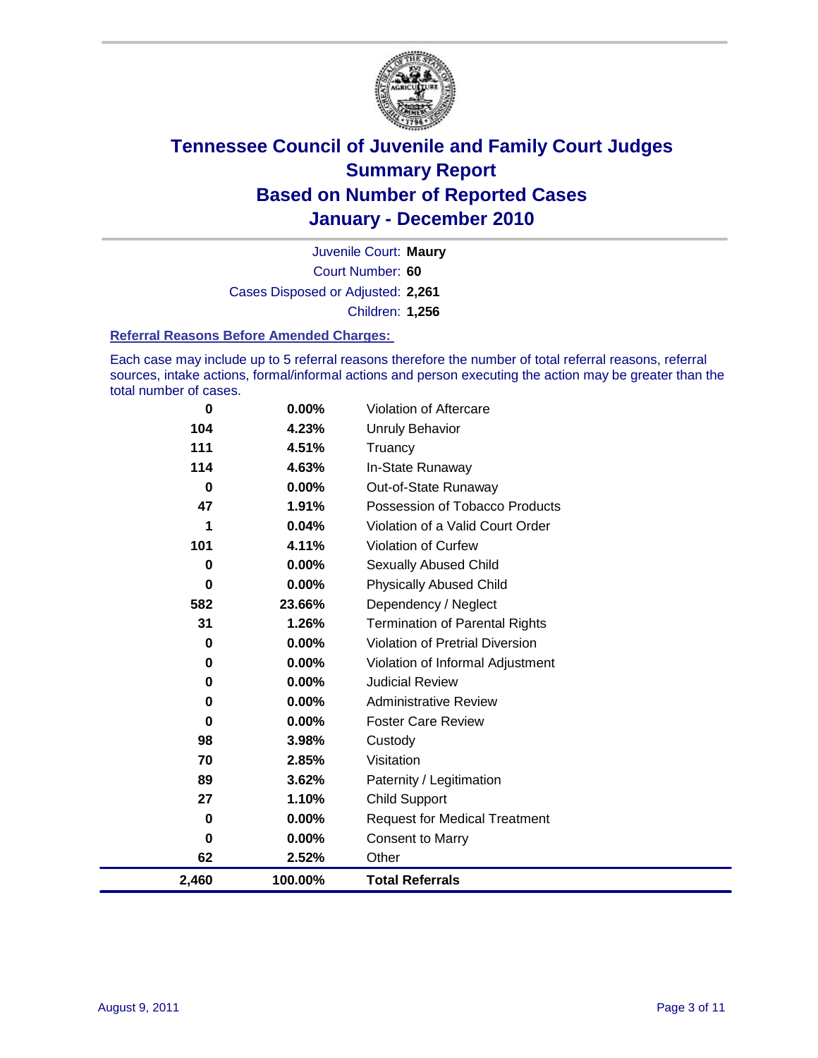# Tennessee Council of Juvenile and Family Court Judges
## Summary Report
## Based on Number of Reported Cases
## January - December 2010

Juvenile Court: **Maury**

Court Number: **60**

Cases Disposed or Adjusted: **2,261**

Children: **1,256**

### Referral Reasons Before Amended Charges:

Each case may include up to 5 referral reasons therefore the number of total referral reasons, referral sources, intake actions, formal/informal actions and person executing the action may be greater than the total number of cases.

| | | |
|---|---|---|
| 0 | 0.00% | Violation of Aftercare |
| 104 | 4.23% | Unruly Behavior |
| 111 | 4.51% | Truancy |
| 114 | 4.63% | In-State Runaway |
| 0 | 0.00% | Out-of-State Runaway |
| 47 | 1.91% | Possession of Tobacco Products |
| 1 | 0.04% | Violation of a Valid Court Order |
| 101 | 4.11% | Violation of Curfew |
| 0 | 0.00% | Sexually Abused Child |
| 0 | 0.00% | Physically Abused Child |
| 582 | 23.66% | Dependency / Neglect |
| 31 | 1.26% | Termination of Parental Rights |
| 0 | 0.00% | Violation of Pretrial Diversion |
| 0 | 0.00% | Violation of Informal Adjustment |
| 0 | 0.00% | Judicial Review |
| 0 | 0.00% | Administrative Review |
| 0 | 0.00% | Foster Care Review |
| 98 | 3.98% | Custody |
| 70 | 2.85% | Visitation |
| 89 | 3.62% | Paternity / Legitimation |
| 27 | 1.10% | Child Support |
| 0 | 0.00% | Request for Medical Treatment |
| 0 | 0.00% | Consent to Marry |
| 62 | 2.52% | Other |
| **2,460** | **100.00%** | **Total Referrals** |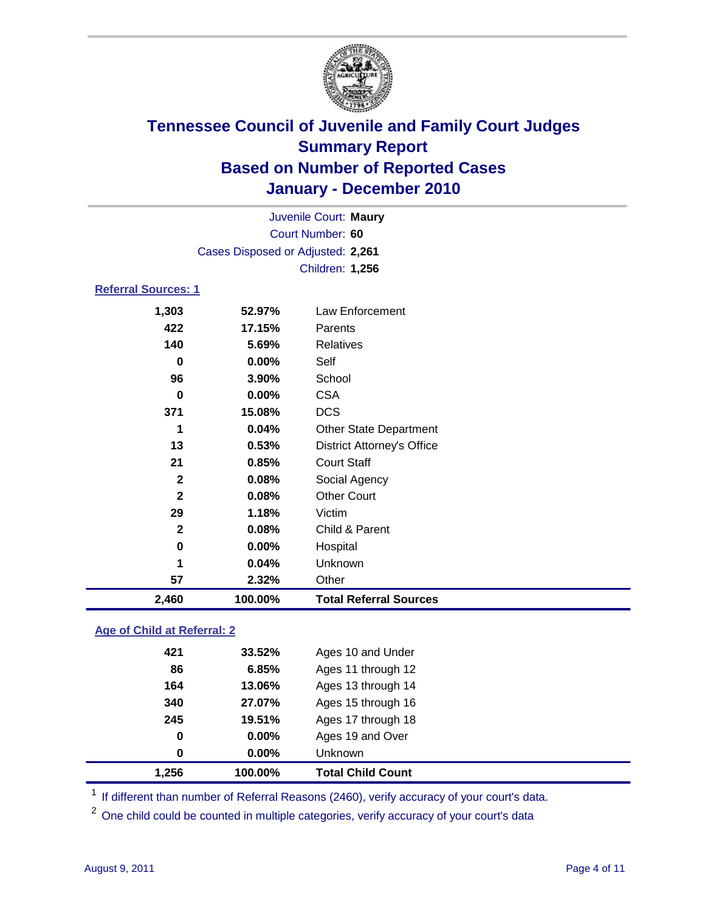# Tennessee Council of Juvenile and Family Court Judges
## Summary Report
## Based on Number of Reported Cases
## January - December 2010

Juvenile Court: **Maury**
Court Number: **60**
Cases Disposed or Adjusted: **2,261**
Children: **1,256**

### Referral Sources: 1

| | | |
|---|---|---|
| 1,303 | 52.97% | Law Enforcement |
| 422 | 17.15% | Parents |
| 140 | 5.69% | Relatives |
| 0 | 0.00% | Self |
| 96 | 3.90% | School |
| 0 | 0.00% | CSA |
| 371 | 15.08% | DCS |
| 1 | 0.04% | Other State Department |
| 13 | 0.53% | District Attorney's Office |
| 21 | 0.85% | Court Staff |
| 2 | 0.08% | Social Agency |
| 2 | 0.08% | Other Court |
| 29 | 1.18% | Victim |
| 2 | 0.08% | Child & Parent |
| 0 | 0.00% | Hospital |
| 1 | 0.04% | Unknown |
| 57 | 2.32% | Other |
| **2,460** | **100.00%** | **Total Referral Sources** |

### Age of Child at Referral: 2

| | | |
|---|---|---|
| 421 | 33.52% | Ages 10 and Under |
| 86 | 6.85% | Ages 11 through 12 |
| 164 | 13.06% | Ages 13 through 14 |
| 340 | 27.07% | Ages 15 through 16 |
| 245 | 19.51% | Ages 17 through 18 |
| 0 | 0.00% | Ages 19 and Over |
| 0 | 0.00% | Unknown |
| **1,256** | **100.00%** | **Total Child Count** |

[1] If different than number of Referral Reasons (2460), verify accuracy of your court's data.

[2] One child could be counted in multiple categories, verify accuracy of your court's data

August 9, 2011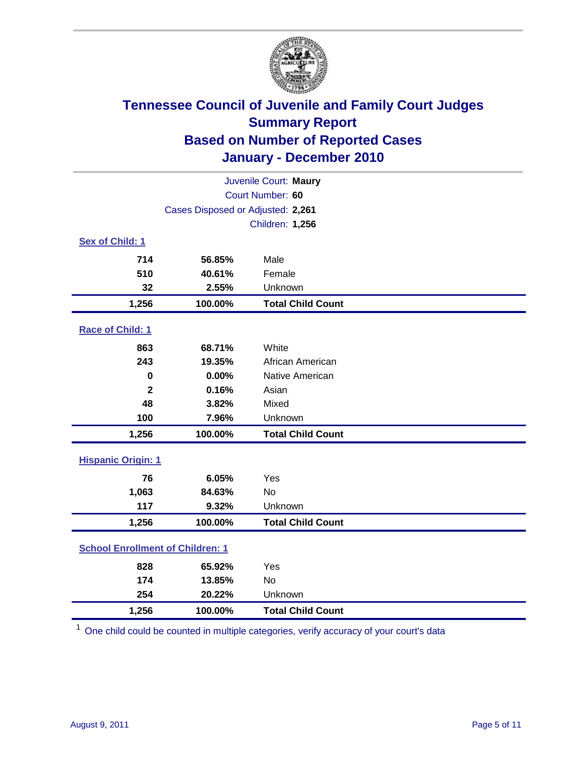# Tennessee Council of Juvenile and Family Court Judges
## Summary Report
## Based on Number of Reported Cases
## January - December 2010

Juvenile Court: **Maury**
Court Number: **60**
Cases Disposed or Adjusted: **2,261**
Children: **1,256**

### Sex of Child: 1

| | | |
|---|---|---|
| 714 | 56.85% | Male |
| 510 | 40.61% | Female |
| 32 | 2.55% | Unknown |
| **1,256** | **100.00%** | **Total Child Count** |

### Race of Child: 1

| | | |
|---|---|---|
| 863 | 68.71% | White |
| 243 | 19.35% | African American |
| 0 | 0.00% | Native American |
| 2 | 0.16% | Asian |
| 48 | 3.82% | Mixed |
| 100 | 7.96% | Unknown |
| **1,256** | **100.00%** | **Total Child Count** |

### Hispanic Origin: 1

| | | |
|---|---|---|
| 76 | 6.05% | Yes |
| 1,063 | 84.63% | No |
| 117 | 9.32% | Unknown |
| **1,256** | **100.00%** | **Total Child Count** |

### School Enrollment of Children: 1

| | | |
|---|---|---|
| 828 | 65.92% | Yes |
| 174 | 13.85% | No |
| 254 | 20.22% | Unknown |
| **1,256** | **100.00%** | **Total Child Count** |

[1] One child could be counted in multiple categories, verify accuracy of your court's data

August 9, 2011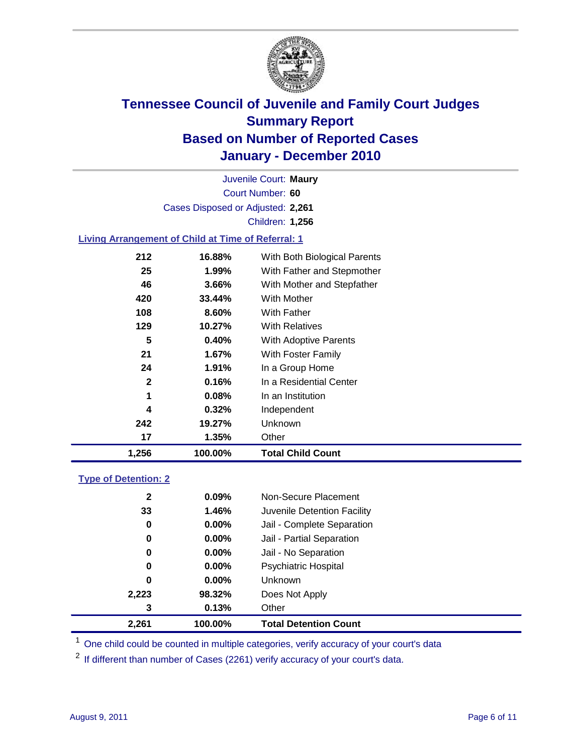# Tennessee Council of Juvenile and Family Court Judges
## Summary Report
## Based on Number of Reported Cases
## January - December 2010

Juvenile Court: **Maury**
Court Number: **60**
Cases Disposed or Adjusted: **2,261**
Children: **1,256**

### Living Arrangement of Child at Time of Referral: 1

| | | |
|---|---|---|
| 212 | 16.88% | With Both Biological Parents |
| 25 | 1.99% | With Father and Stepmother |
| 46 | 3.66% | With Mother and Stepfather |
| 420 | 33.44% | With Mother |
| 108 | 8.60% | With Father |
| 129 | 10.27% | With Relatives |
| 5 | 0.40% | With Adoptive Parents |
| 21 | 1.67% | With Foster Family |
| 24 | 1.91% | In a Group Home |
| 2 | 0.16% | In a Residential Center |
| 1 | 0.08% | In an Institution |
| 4 | 0.32% | Independent |
| 242 | 19.27% | Unknown |
| 17 | 1.35% | Other |
| **1,256** | **100.00%** | **Total Child Count** |

### Type of Detention: 2

| | | |
|---|---|---|
| 2 | 0.09% | Non-Secure Placement |
| 33 | 1.46% | Juvenile Detention Facility |
| 0 | 0.00% | Jail - Complete Separation |
| 0 | 0.00% | Jail - Partial Separation |
| 0 | 0.00% | Jail - No Separation |
| 0 | 0.00% | Psychiatric Hospital |
| 0 | 0.00% | Unknown |
| 2,223 | 98.32% | Does Not Apply |
| 3 | 0.13% | Other |
| **2,261** | **100.00%** | **Total Detention Count** |

[1] One child could be counted in multiple categories, verify accuracy of your court's data

[2] If different than number of Cases (2261) verify accuracy of your court's data.

August 9, 2011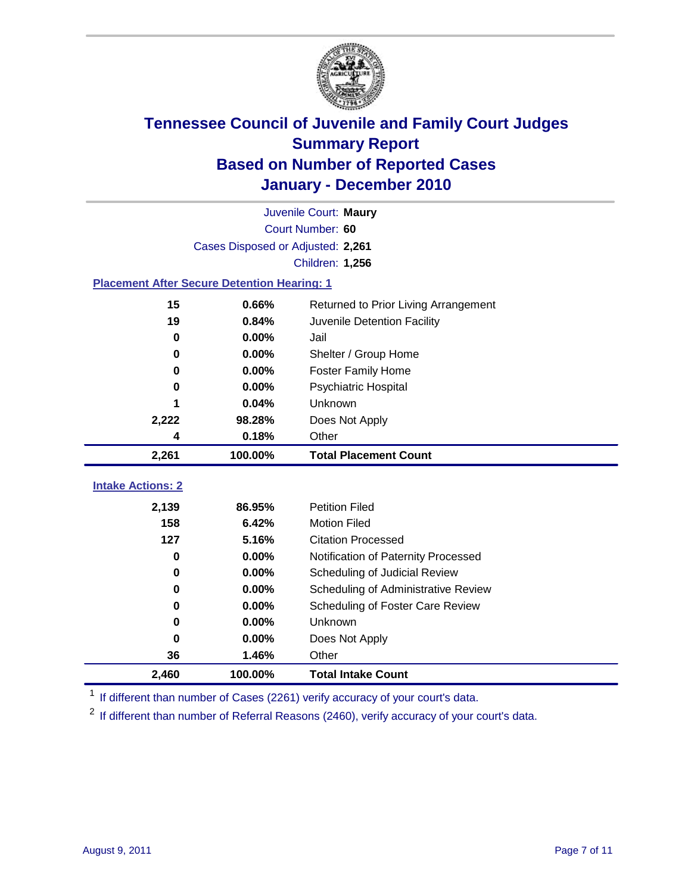# Tennessee Council of Juvenile and Family Court Judges
## Summary Report
## Based on Number of Reported Cases
## January - December 2010

Juvenile Court: **Maury**
Court Number: **60**
Cases Disposed or Adjusted: **2,261**
Children: **1,256**

### Placement After Secure Detention Hearing: 1

| | | |
|---|---|---|
| 15 | 0.66% | Returned to Prior Living Arrangement |
| 19 | 0.84% | Juvenile Detention Facility |
| 0 | 0.00% | Jail |
| 0 | 0.00% | Shelter / Group Home |
| 0 | 0.00% | Foster Family Home |
| 0 | 0.00% | Psychiatric Hospital |
| 1 | 0.04% | Unknown |
| 2,222 | 98.28% | Does Not Apply |
| 4 | 0.18% | Other |
| **2,261** | **100.00%** | **Total Placement Count** |

### Intake Actions: 2

| | | |
|---|---|---|
| 2,139 | 86.95% | Petition Filed |
| 158 | 6.42% | Motion Filed |
| 127 | 5.16% | Citation Processed |
| 0 | 0.00% | Notification of Paternity Processed |
| 0 | 0.00% | Scheduling of Judicial Review |
| 0 | 0.00% | Scheduling of Administrative Review |
| 0 | 0.00% | Scheduling of Foster Care Review |
| 0 | 0.00% | Unknown |
| 0 | 0.00% | Does Not Apply |
| 36 | 1.46% | Other |
| **2,460** | **100.00%** | **Total Intake Count** |

[1] If different than number of Cases (2261) verify accuracy of your court's data.

[2] If different than number of Referral Reasons (2460), verify accuracy of your court's data.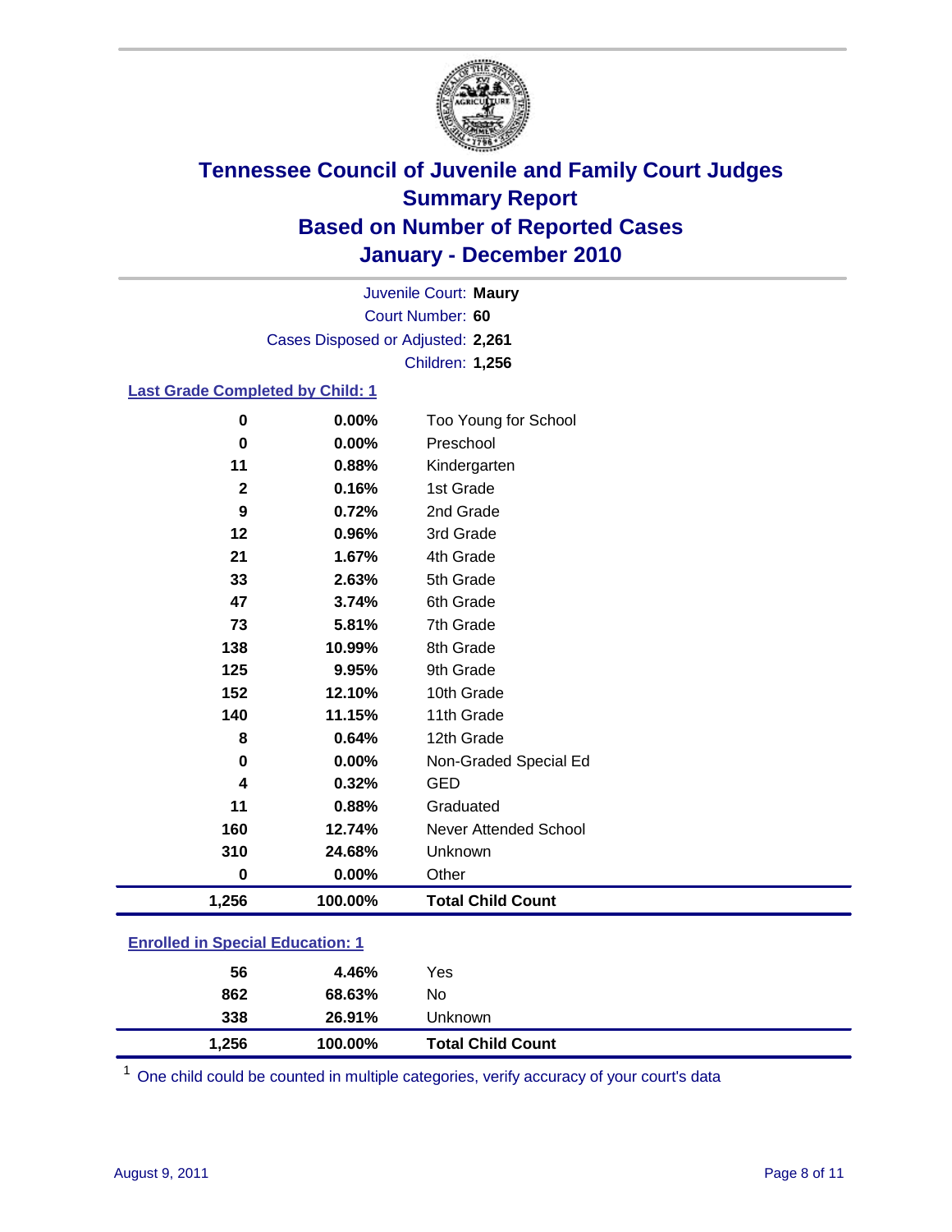# Tennessee Council of Juvenile and Family Court Judges
## Summary Report
## Based on Number of Reported Cases
## January - December 2010

Juvenile Court: **Maury**
Court Number: **60**
Cases Disposed or Adjusted: **2,261**
Children: **1,256**

### Last Grade Completed by Child: 1

| | | |
|---|---|---|
| 0 | 0.00% | Too Young for School |
| 0 | 0.00% | Preschool |
| 11 | 0.88% | Kindergarten |
| 2 | 0.16% | 1st Grade |
| 9 | 0.72% | 2nd Grade |
| 12 | 0.96% | 3rd Grade |
| 21 | 1.67% | 4th Grade |
| 33 | 2.63% | 5th Grade |
| 47 | 3.74% | 6th Grade |
| 73 | 5.81% | 7th Grade |
| 138 | 10.99% | 8th Grade |
| 125 | 9.95% | 9th Grade |
| 152 | 12.10% | 10th Grade |
| 140 | 11.15% | 11th Grade |
| 8 | 0.64% | 12th Grade |
| 0 | 0.00% | Non-Graded Special Ed |
| 4 | 0.32% | GED |
| 11 | 0.88% | Graduated |
| 160 | 12.74% | Never Attended School |
| 310 | 24.68% | Unknown |
| 0 | 0.00% | Other |
| **1,256** | **100.00%** | **Total Child Count** |

### Enrolled in Special Education: 1

| | | |
|---|---|---|
| 56 | 4.46% | Yes |
| 862 | 68.63% | No |
| 338 | 26.91% | Unknown |
| **1,256** | **100.00%** | **Total Child Count** |

[1] One child could be counted in multiple categories, verify accuracy of your court's data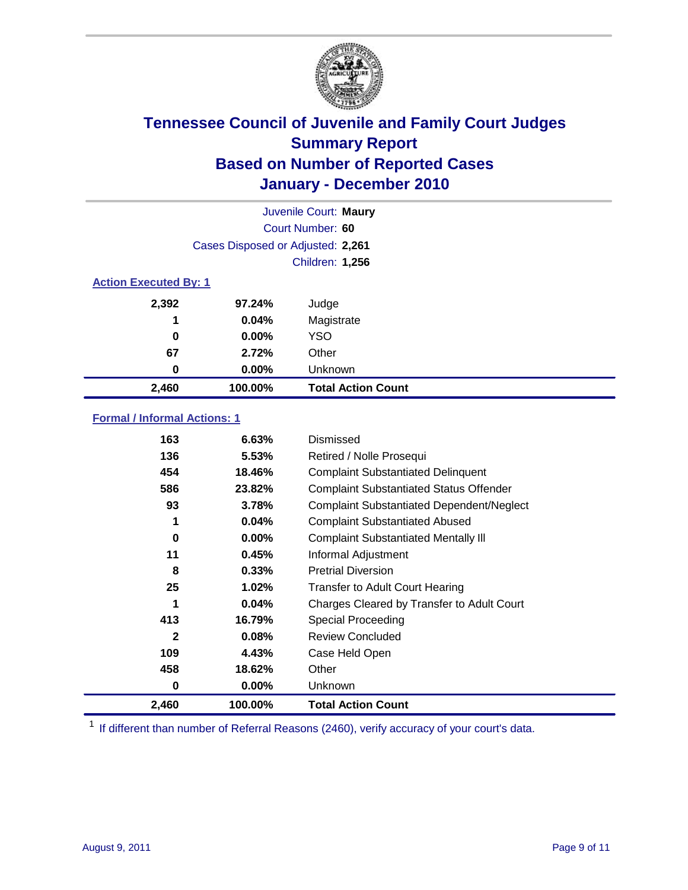# Tennessee Council of Juvenile and Family Court Judges
## Summary Report
## Based on Number of Reported Cases
## January - December 2010

Juvenile Court: **Maury**
Court Number: **60**
Cases Disposed or Adjusted: **2,261**
Children: **1,256**

### Action Executed By: 1

| Count | Percent | Action |
|---|---|---|
| 2,392 | 97.24% | Judge |
| 1 | 0.04% | Magistrate |
| 0 | 0.00% | YSO |
| 67 | 2.72% | Other |
| 0 | 0.00% | Unknown |
| **2,460** | **100.00%** | **Total Action Count** |

### Formal / Informal Actions: 1

| Count | Percent | Action |
|---|---|---|
| 163 | 6.63% | Dismissed |
| 136 | 5.53% | Retired / Nolle Prosequi |
| 454 | 18.46% | Complaint Substantiated Delinquent |
| 586 | 23.82% | Complaint Substantiated Status Offender |
| 93 | 3.78% | Complaint Substantiated Dependent/Neglect |
| 1 | 0.04% | Complaint Substantiated Abused |
| 0 | 0.00% | Complaint Substantiated Mentally Ill |
| 11 | 0.45% | Informal Adjustment |
| 8 | 0.33% | Pretrial Diversion |
| 25 | 1.02% | Transfer to Adult Court Hearing |
| 1 | 0.04% | Charges Cleared by Transfer to Adult Court |
| 413 | 16.79% | Special Proceeding |
| 2 | 0.08% | Review Concluded |
| 109 | 4.43% | Case Held Open |
| 458 | 18.62% | Other |
| 0 | 0.00% | Unknown |
| **2,460** | **100.00%** | **Total Action Count** |

[1] If different than number of Referral Reasons (2460), verify accuracy of your court's data.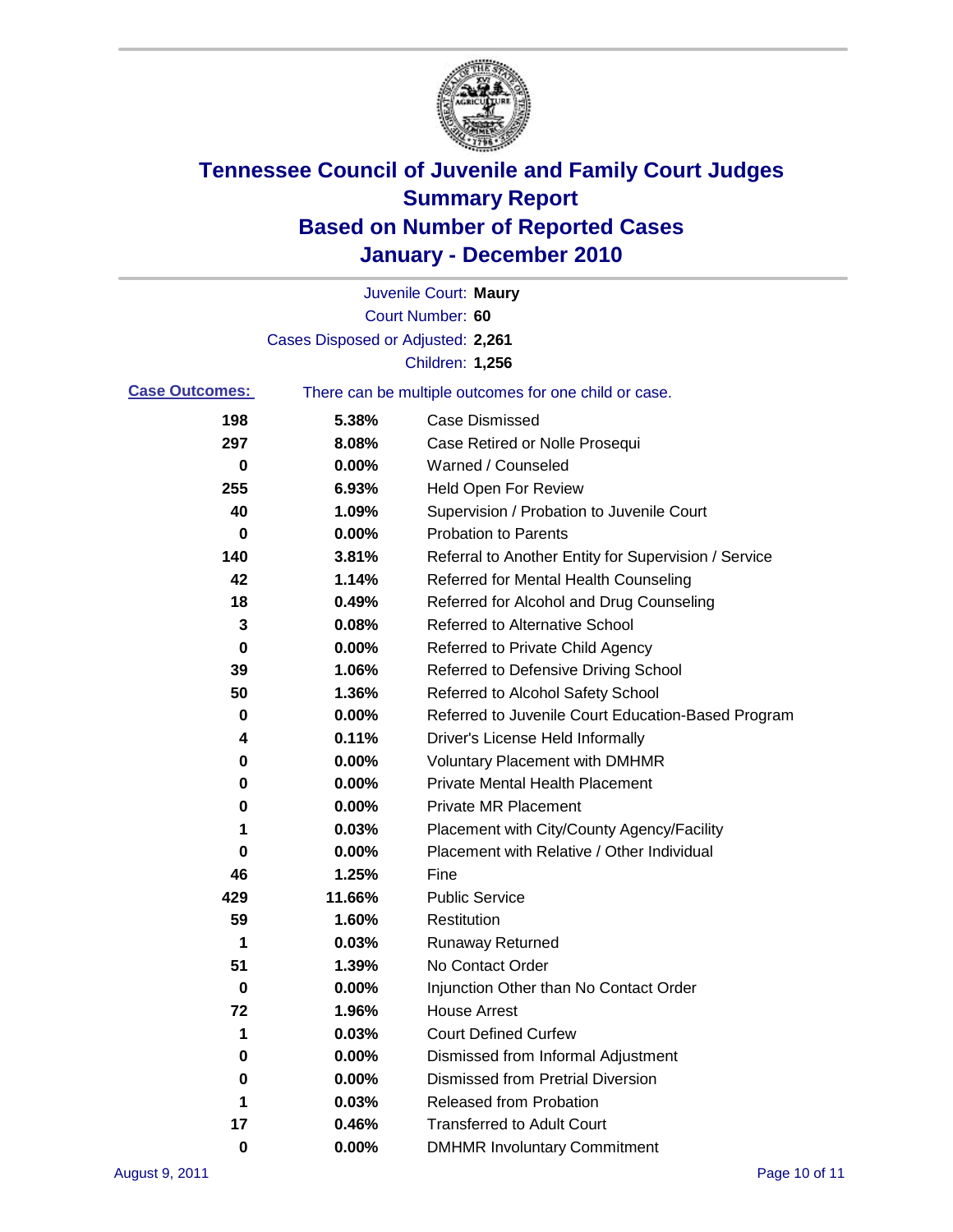# Tennessee Council of Juvenile and Family Court Judges
## Summary Report
## Based on Number of Reported Cases
## January - December 2010

Juvenile Court: **Maury**
Court Number: **60**
Cases Disposed or Adjusted: **2,261**
Children: **1,256**

**Case Outcomes:** There can be multiple outcomes for one child or case.

| Count | Percent | Outcome |
|---|---|---|
| 198 | 5.38% | Case Dismissed |
| 297 | 8.08% | Case Retired or Nolle Prosequi |
| 0 | 0.00% | Warned / Counseled |
| 255 | 6.93% | Held Open For Review |
| 40 | 1.09% | Supervision / Probation to Juvenile Court |
| 0 | 0.00% | Probation to Parents |
| 140 | 3.81% | Referral to Another Entity for Supervision / Service |
| 42 | 1.14% | Referred for Mental Health Counseling |
| 18 | 0.49% | Referred for Alcohol and Drug Counseling |
| 3 | 0.08% | Referred to Alternative School |
| 0 | 0.00% | Referred to Private Child Agency |
| 39 | 1.06% | Referred to Defensive Driving School |
| 50 | 1.36% | Referred to Alcohol Safety School |
| 0 | 0.00% | Referred to Juvenile Court Education-Based Program |
| 4 | 0.11% | Driver's License Held Informally |
| 0 | 0.00% | Voluntary Placement with DMHMR |
| 0 | 0.00% | Private Mental Health Placement |
| 0 | 0.00% | Private MR Placement |
| 1 | 0.03% | Placement with City/County Agency/Facility |
| 0 | 0.00% | Placement with Relative / Other Individual |
| 46 | 1.25% | Fine |
| 429 | 11.66% | Public Service |
| 59 | 1.60% | Restitution |
| 1 | 0.03% | Runaway Returned |
| 51 | 1.39% | No Contact Order |
| 0 | 0.00% | Injunction Other than No Contact Order |
| 72 | 1.96% | House Arrest |
| 1 | 0.03% | Court Defined Curfew |
| 0 | 0.00% | Dismissed from Informal Adjustment |
| 0 | 0.00% | Dismissed from Pretrial Diversion |
| 1 | 0.03% | Released from Probation |
| 17 | 0.46% | Transferred to Adult Court |
| 0 | 0.00% | DMHMR Involuntary Commitment |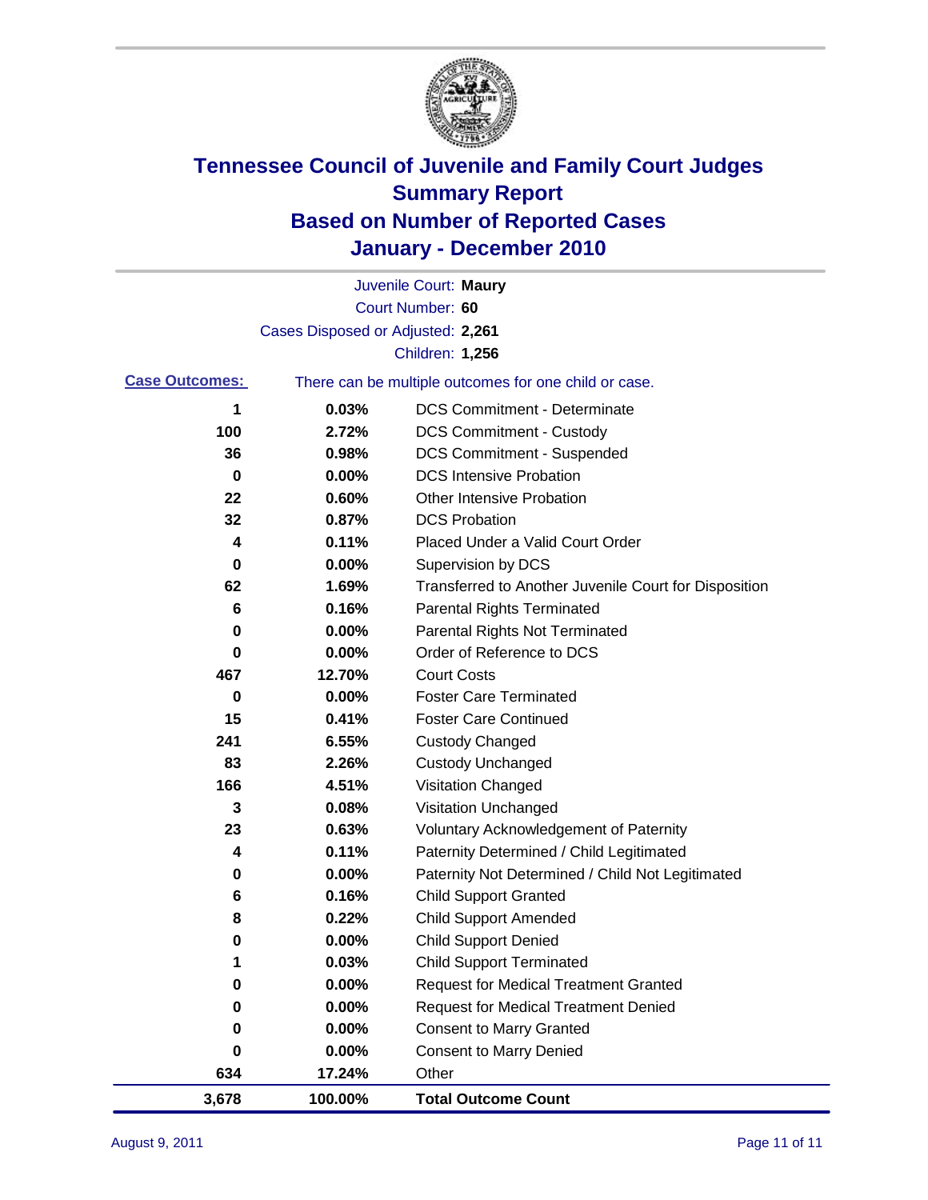# Tennessee Council of Juvenile and Family Court Judges
## Summary Report
## Based on Number of Reported Cases
## January - December 2010

Juvenile Court: **Maury**
Court Number: **60**
Cases Disposed or Adjusted: **2,261**
Children: **1,256**

**Case Outcomes:** There can be multiple outcomes for one child or case.

| | | |
|---|---|---|
| 1 | 0.03% | DCS Commitment - Determinate |
| 100 | 2.72% | DCS Commitment - Custody |
| 36 | 0.98% | DCS Commitment - Suspended |
| 0 | 0.00% | DCS Intensive Probation |
| 22 | 0.60% | Other Intensive Probation |
| 32 | 0.87% | DCS Probation |
| 4 | 0.11% | Placed Under a Valid Court Order |
| 0 | 0.00% | Supervision by DCS |
| 62 | 1.69% | Transferred to Another Juvenile Court for Disposition |
| 6 | 0.16% | Parental Rights Terminated |
| 0 | 0.00% | Parental Rights Not Terminated |
| 0 | 0.00% | Order of Reference to DCS |
| 467 | 12.70% | Court Costs |
| 0 | 0.00% | Foster Care Terminated |
| 15 | 0.41% | Foster Care Continued |
| 241 | 6.55% | Custody Changed |
| 83 | 2.26% | Custody Unchanged |
| 166 | 4.51% | Visitation Changed |
| 3 | 0.08% | Visitation Unchanged |
| 23 | 0.63% | Voluntary Acknowledgement of Paternity |
| 4 | 0.11% | Paternity Determined / Child Legitimated |
| 0 | 0.00% | Paternity Not Determined / Child Not Legitimated |
| 6 | 0.16% | Child Support Granted |
| 8 | 0.22% | Child Support Amended |
| 0 | 0.00% | Child Support Denied |
| 1 | 0.03% | Child Support Terminated |
| 0 | 0.00% | Request for Medical Treatment Granted |
| 0 | 0.00% | Request for Medical Treatment Denied |
| 0 | 0.00% | Consent to Marry Granted |
| 0 | 0.00% | Consent to Marry Denied |
| 634 | 17.24% | Other |
| **3,678** | **100.00%** | **Total Outcome Count** |